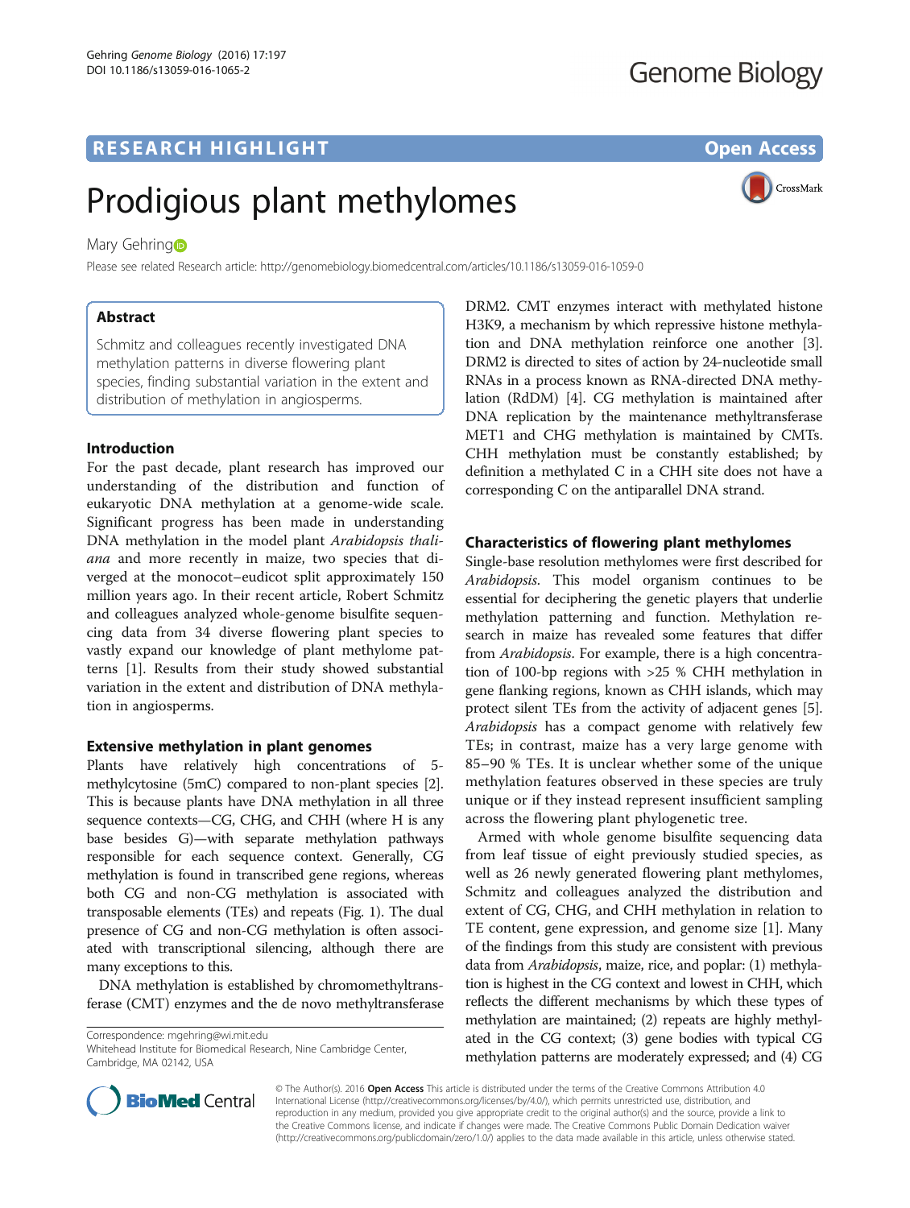# RESEARCH HIGHLIGHT

Open Access

# Prodigious plant methylomes

Mary Gehring

Please see related Research article: http://genomebiology.biomedcentral.com/articles/10.1186/s13059-016-1059-0

## Abstract

Schmitz and colleagues recently investigated DNA methylation patterns in diverse flowering plant species, finding substantial variation in the extent and distribution of methylation in angiosperms.

## Introduction

For the past decade, plant research has improved our understanding of the distribution and function of eukaryotic DNA methylation at a genome-wide scale. Significant progress has been made in understanding DNA methylation in the model plant *Arabidopsis thaliana* and more recently in maize, two species that diverged at the monocot–eudicot split approximately 150 million years ago. In their recent article, Robert Schmitz and colleagues analyzed whole-genome bisulfite sequencing data from 34 diverse flowering plant species to vastly expand our knowledge of plant methylome patterns [1]. Results from their study showed substantial variation in the extent and distribution of DNA methylation in angiosperms.

## Extensive methylation in plant genomes

Plants have relatively high concentrations of 5-methylcytosine (5mC) compared to non-plant species [2]. This is because plants have DNA methylation in all three sequence contexts—CG, CHG, and CHH (where H is any base besides G)—with separate methylation pathways responsible for each sequence context. Generally, CG methylation is found in transcribed gene regions, whereas both CG and non-CG methylation is associated with transposable elements (TEs) and repeats (Fig. 1). The dual presence of CG and non-CG methylation is often associated with transcriptional silencing, although there are many exceptions to this.

DNA methylation is established by chromomethyltransferase (CMT) enzymes and the de novo methyltransferase DRM2. CMT enzymes interact with methylated histone H3K9, a mechanism by which repressive histone methylation and DNA methylation reinforce one another [3]. DRM2 is directed to sites of action by 24-nucleotide small RNAs in a process known as RNA-directed DNA methylation (RdDM) [4]. CG methylation is maintained after DNA replication by the maintenance methyltransferase MET1 and CHG methylation is maintained by CMTs. CHH methylation must be constantly established; by definition a methylated C in a CHH site does not have a corresponding C on the antiparallel DNA strand.

## Characteristics of flowering plant methylomes

Single-base resolution methylomes were first described for *Arabidopsis*. This model organism continues to be essential for deciphering the genetic players that underlie methylation patterning and function. Methylation research in maize has revealed some features that differ from *Arabidopsis*. For example, there is a high concentration of 100-bp regions with >25 % CHH methylation in gene flanking regions, known as CHH islands, which may protect silent TEs from the activity of adjacent genes [5]. *Arabidopsis* has a compact genome with relatively few TEs; in contrast, maize has a very large genome with 85–90 % TEs. It is unclear whether some of the unique methylation features observed in these species are truly unique or if they instead represent insufficient sampling across the flowering plant phylogenetic tree.

Armed with whole genome bisulfite sequencing data from leaf tissue of eight previously studied species, as well as 26 newly generated flowering plant methylomes, Schmitz and colleagues analyzed the distribution and extent of CG, CHG, and CHH methylation in relation to TE content, gene expression, and genome size [1]. Many of the findings from this study are consistent with previous data from *Arabidopsis*, maize, rice, and poplar: (1) methylation is highest in the CG context and lowest in CHH, which reflects the different mechanisms by which these types of methylation are maintained; (2) repeats are highly methylated in the CG context; (3) gene bodies with typical CG methylation patterns are moderately expressed; and (4) CG

Correspondence: mgehring@wi.mit.edu
Whitehead Institute for Biomedical Research, Nine Cambridge Center, Cambridge, MA 02142, USA

© The Author(s). 2016 **Open Access** This article is distributed under the terms of the Creative Commons Attribution 4.0 International License (http://creativecommons.org/licenses/by/4.0/), which permits unrestricted use, distribution, and reproduction in any medium, provided you give appropriate credit to the original author(s) and the source, provide a link to the Creative Commons license, and indicate if changes were made. The Creative Commons Public Domain Dedication waiver (http://creativecommons.org/publicdomain/zero/1.0/) applies to the data made available in this article, unless otherwise stated.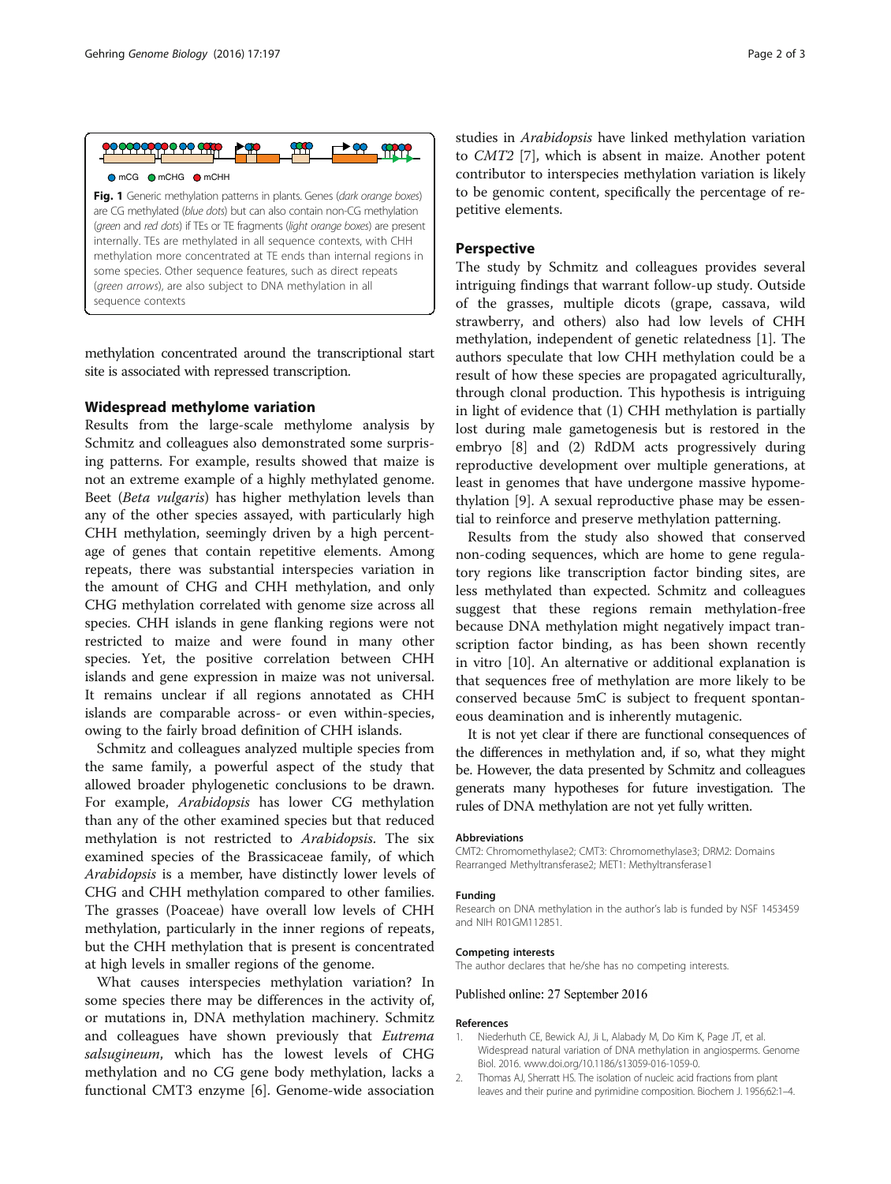mCG mCHG mCHH

**Fig. 1** Generic methylation patterns in plants. Genes (*dark orange boxes*) are CG methylated (*blue dots*) but can also contain non-CG methylation (*green* and *red dots*) if TEs or TE fragments (*light orange boxes*) are present internally. TEs are methylated in all sequence contexts, with CHH methylation more concentrated at TE ends than internal regions in some species. Other sequence features, such as direct repeats (*green arrows*), are also subject to DNA methylation in all sequence contexts

methylation concentrated around the transcriptional start site is associated with repressed transcription.

## Widespread methylome variation

Results from the large-scale methylome analysis by Schmitz and colleagues also demonstrated some surprising patterns. For example, results showed that maize is not an extreme example of a highly methylated genome. Beet (*Beta vulgaris*) has higher methylation levels than any of the other species assayed, with particularly high CHH methylation, seemingly driven by a high percentage of genes that contain repetitive elements. Among repeats, there was substantial interspecies variation in the amount of CHG and CHH methylation, and only CHG methylation correlated with genome size across all species. CHH islands in gene flanking regions were not restricted to maize and were found in many other species. Yet, the positive correlation between CHH islands and gene expression in maize was not universal. It remains unclear if all regions annotated as CHH islands are comparable across- or even within-species, owing to the fairly broad definition of CHH islands.

Schmitz and colleagues analyzed multiple species from the same family, a powerful aspect of the study that allowed broader phylogenetic conclusions to be drawn. For example, *Arabidopsis* has lower CG methylation than any of the other examined species but that reduced methylation is not restricted to *Arabidopsis*. The six examined species of the Brassicaceae family, of which *Arabidopsis* is a member, have distinctly lower levels of CHG and CHH methylation compared to other families. The grasses (Poaceae) have overall low levels of CHH methylation, particularly in the inner regions of repeats, but the CHH methylation that is present is concentrated at high levels in smaller regions of the genome.

What causes interspecies methylation variation? In some species there may be differences in the activity of, or mutations in, DNA methylation machinery. Schmitz and colleagues have shown previously that *Eutrema salsugineum*, which has the lowest levels of CHG methylation and no CG gene body methylation, lacks a functional CMT3 enzyme [6]. Genome-wide association studies in *Arabidopsis* have linked methylation variation to *CMT2* [7], which is absent in maize. Another potent contributor to interspecies methylation variation is likely to be genomic content, specifically the percentage of repetitive elements.

## Perspective

The study by Schmitz and colleagues provides several intriguing findings that warrant follow-up study. Outside of the grasses, multiple dicots (grape, cassava, wild strawberry, and others) also had low levels of CHH methylation, independent of genetic relatedness [1]. The authors speculate that low CHH methylation could be a result of how these species are propagated agriculturally, through clonal production. This hypothesis is intriguing in light of evidence that (1) CHH methylation is partially lost during male gametogenesis but is restored in the embryo [8] and (2) RdDM acts progressively during reproductive development over multiple generations, at least in genomes that have undergone massive hypomethylation [9]. A sexual reproductive phase may be essential to reinforce and preserve methylation patterning.

Results from the study also showed that conserved non-coding sequences, which are home to gene regulatory regions like transcription factor binding sites, are less methylated than expected. Schmitz and colleagues suggest that these regions remain methylation-free because DNA methylation might negatively impact transcription factor binding, as has been shown recently in vitro [10]. An alternative or additional explanation is that sequences free of methylation are more likely to be conserved because 5mC is subject to frequent spontaneous deamination and is inherently mutagenic.

It is not yet clear if there are functional consequences of the differences in methylation and, if so, what they might be. However, the data presented by Schmitz and colleagues generats many hypotheses for future investigation. The rules of DNA methylation are not yet fully written.

#### Abbreviations

CMT2: Chromomethylase2; CMT3: Chromomethylase3; DRM2: Domains Rearranged Methyltransferase2; MET1: Methyltransferase1

#### Funding

Research on DNA methylation in the author's lab is funded by NSF 1453459 and NIH R01GM112851.

#### Competing interests

The author declares that he/she has no competing interests.

Published online: 27 September 2016

#### References

1. Niederhuth CE, Bewick AJ, Ji L, Alabady M, Do Kim K, Page JT, et al. Widespread natural variation of DNA methylation in angiosperms. Genome Biol. 2016. www.doi.org/10.1186/s13059-016-1059-0.
2. Thomas AJ, Sherratt HS. The isolation of nucleic acid fractions from plant leaves and their purine and pyrimidine composition. Biochem J. 1956;62:1–4.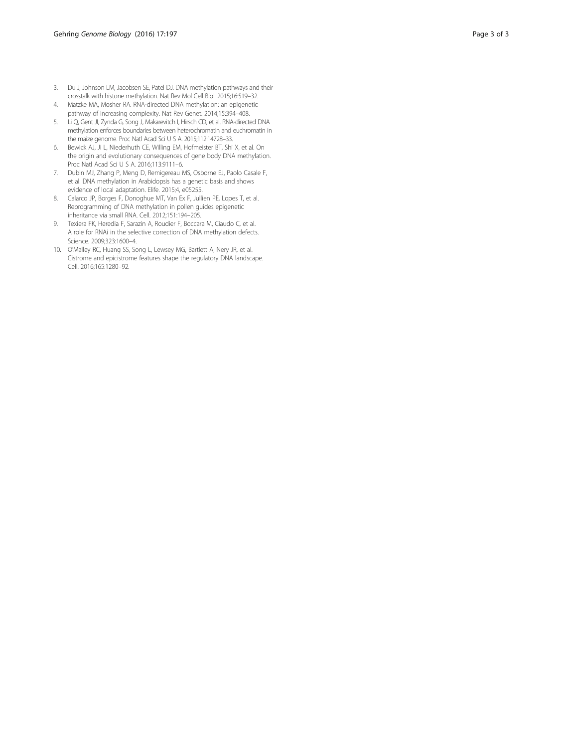3. Du J, Johnson LM, Jacobsen SE, Patel DJ. DNA methylation pathways and their crosstalk with histone methylation. Nat Rev Mol Cell Biol. 2015;16:519–32.
4. Matzke MA, Mosher RA. RNA-directed DNA methylation: an epigenetic pathway of increasing complexity. Nat Rev Genet. 2014;15:394–408.
5. Li Q, Gent JI, Zynda G, Song J, Makarevitch I, Hirsch CD, et al. RNA-directed DNA methylation enforces boundaries between heterochromatin and euchromatin in the maize genome. Proc Natl Acad Sci U S A. 2015;112:14728–33.
6. Bewick AJ, Ji L, Niederhuth CE, Willing EM, Hofmeister BT, Shi X, et al. On the origin and evolutionary consequences of gene body DNA methylation. Proc Natl Acad Sci U S A. 2016;113:9111–6.
7. Dubin MJ, Zhang P, Meng D, Remigereau MS, Osborne EJ, Paolo Casale F, et al. DNA methylation in Arabidopsis has a genetic basis and shows evidence of local adaptation. Elife. 2015;4, e05255.
8. Calarco JP, Borges F, Donoghue MT, Van Ex F, Jullien PE, Lopes T, et al. Reprogramming of DNA methylation in pollen guides epigenetic inheritance via small RNA. Cell. 2012;151:194–205.
9. Texiera FK, Heredia F, Sarazin A, Roudier F, Boccara M, Ciaudo C, et al. A role for RNAi in the selective correction of DNA methylation defects. Science. 2009;323:1600–4.
10. O'Malley RC, Huang SS, Song L, Lewsey MG, Bartlett A, Nery JR, et al. Cistrome and epicistrome features shape the regulatory DNA landscape. Cell. 2016;165:1280–92.